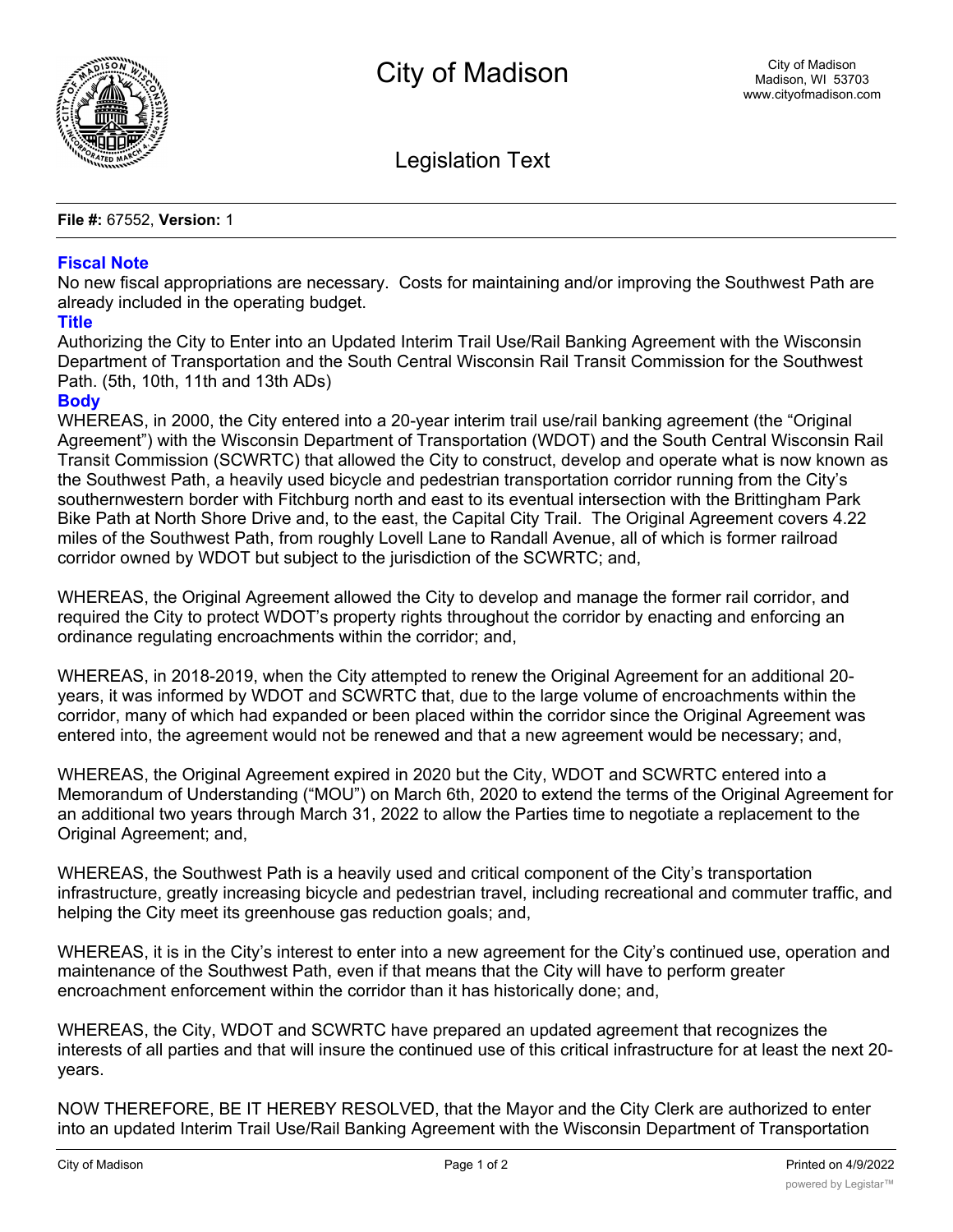# City of Madison

City of Madison
Madison, WI 53703
www.cityofmadison.com

## Legislation Text

**File #:** 67552, **Version:** 1

### Fiscal Note

No new fiscal appropriations are necessary. Costs for maintaining and/or improving the Southwest Path are already included in the operating budget.

### Title

Authorizing the City to Enter into an Updated Interim Trail Use/Rail Banking Agreement with the Wisconsin Department of Transportation and the South Central Wisconsin Rail Transit Commission for the Southwest Path. (5th, 10th, 11th and 13th ADs)

### Body

WHEREAS, in 2000, the City entered into a 20-year interim trail use/rail banking agreement (the "Original Agreement") with the Wisconsin Department of Transportation (WDOT) and the South Central Wisconsin Rail Transit Commission (SCWRTC) that allowed the City to construct, develop and operate what is now known as the Southwest Path, a heavily used bicycle and pedestrian transportation corridor running from the City's southernwestern border with Fitchburg north and east to its eventual intersection with the Brittingham Park Bike Path at North Shore Drive and, to the east, the Capital City Trail. The Original Agreement covers 4.22 miles of the Southwest Path, from roughly Lovell Lane to Randall Avenue, all of which is former railroad corridor owned by WDOT but subject to the jurisdiction of the SCWRTC; and,

WHEREAS, the Original Agreement allowed the City to develop and manage the former rail corridor, and required the City to protect WDOT's property rights throughout the corridor by enacting and enforcing an ordinance regulating encroachments within the corridor; and,

WHEREAS, in 2018-2019, when the City attempted to renew the Original Agreement for an additional 20-years, it was informed by WDOT and SCWRTC that, due to the large volume of encroachments within the corridor, many of which had expanded or been placed within the corridor since the Original Agreement was entered into, the agreement would not be renewed and that a new agreement would be necessary; and,

WHEREAS, the Original Agreement expired in 2020 but the City, WDOT and SCWRTC entered into a Memorandum of Understanding ("MOU") on March 6th, 2020 to extend the terms of the Original Agreement for an additional two years through March 31, 2022 to allow the Parties time to negotiate a replacement to the Original Agreement; and,

WHEREAS, the Southwest Path is a heavily used and critical component of the City's transportation infrastructure, greatly increasing bicycle and pedestrian travel, including recreational and commuter traffic, and helping the City meet its greenhouse gas reduction goals; and,

WHEREAS, it is in the City's interest to enter into a new agreement for the City's continued use, operation and maintenance of the Southwest Path, even if that means that the City will have to perform greater encroachment enforcement within the corridor than it has historically done; and,

WHEREAS, the City, WDOT and SCWRTC have prepared an updated agreement that recognizes the interests of all parties and that will insure the continued use of this critical infrastructure for at least the next 20-years.

NOW THEREFORE, BE IT HEREBY RESOLVED, that the Mayor and the City Clerk are authorized to enter into an updated Interim Trail Use/Rail Banking Agreement with the Wisconsin Department of Transportation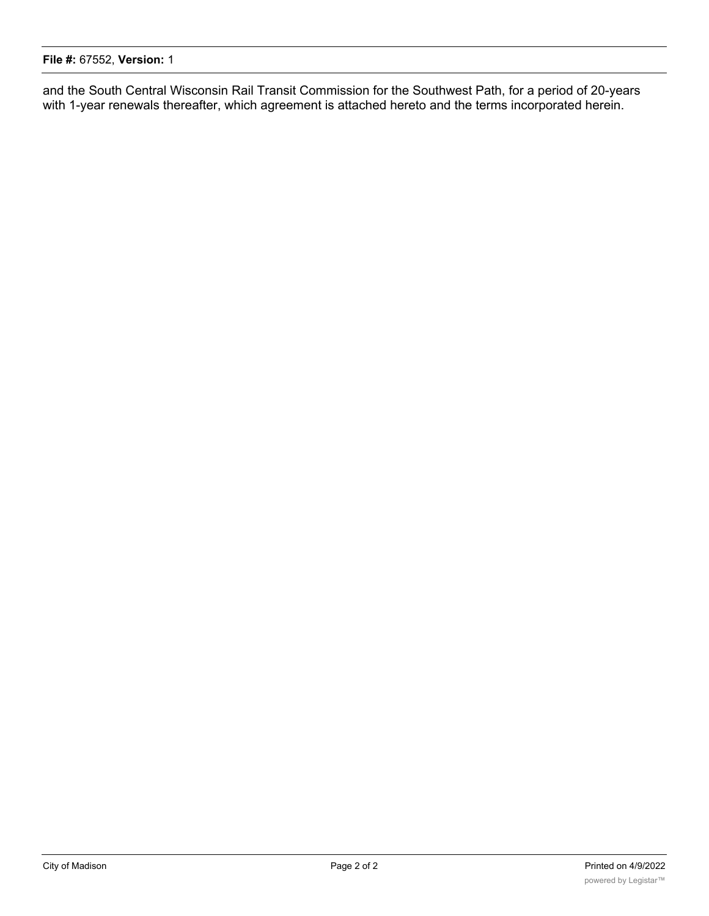and the South Central Wisconsin Rail Transit Commission for the Southwest Path, for a period of 20-years with 1-year renewals thereafter, which agreement is attached hereto and the terms incorporated herein.